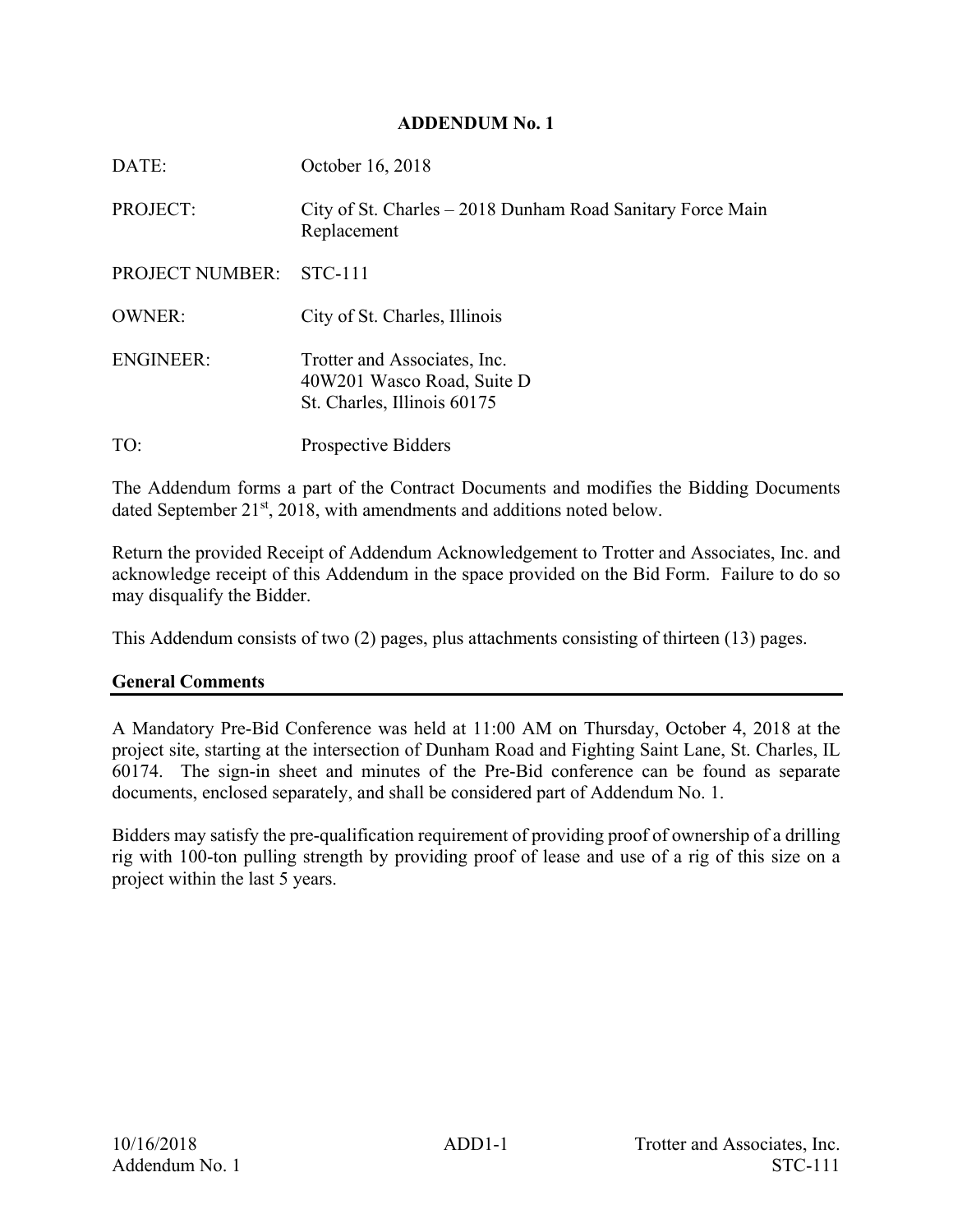# ADDENDUM No. 1

| | |
|---|---|
| DATE: | October 16, 2018 |
| PROJECT: | City of St. Charles – 2018 Dunham Road Sanitary Force Main Replacement |
| PROJECT NUMBER: | STC-111 |
| OWNER: | City of St. Charles, Illinois |
| ENGINEER: | Trotter and Associates, Inc.<br>40W201 Wasco Road, Suite D<br>St. Charles, Illinois 60175 |
| TO: | Prospective Bidders |

The Addendum forms a part of the Contract Documents and modifies the Bidding Documents dated September 21st, 2018, with amendments and additions noted below.

Return the provided Receipt of Addendum Acknowledgement to Trotter and Associates, Inc. and acknowledge receipt of this Addendum in the space provided on the Bid Form. Failure to do so may disqualify the Bidder.

This Addendum consists of two (2) pages, plus attachments consisting of thirteen (13) pages.

## General Comments

A Mandatory Pre-Bid Conference was held at 11:00 AM on Thursday, October 4, 2018 at the project site, starting at the intersection of Dunham Road and Fighting Saint Lane, St. Charles, IL 60174. The sign-in sheet and minutes of the Pre-Bid conference can be found as separate documents, enclosed separately, and shall be considered part of Addendum No. 1.

Bidders may satisfy the pre-qualification requirement of providing proof of ownership of a drilling rig with 100-ton pulling strength by providing proof of lease and use of a rig of this size on a project within the last 5 years.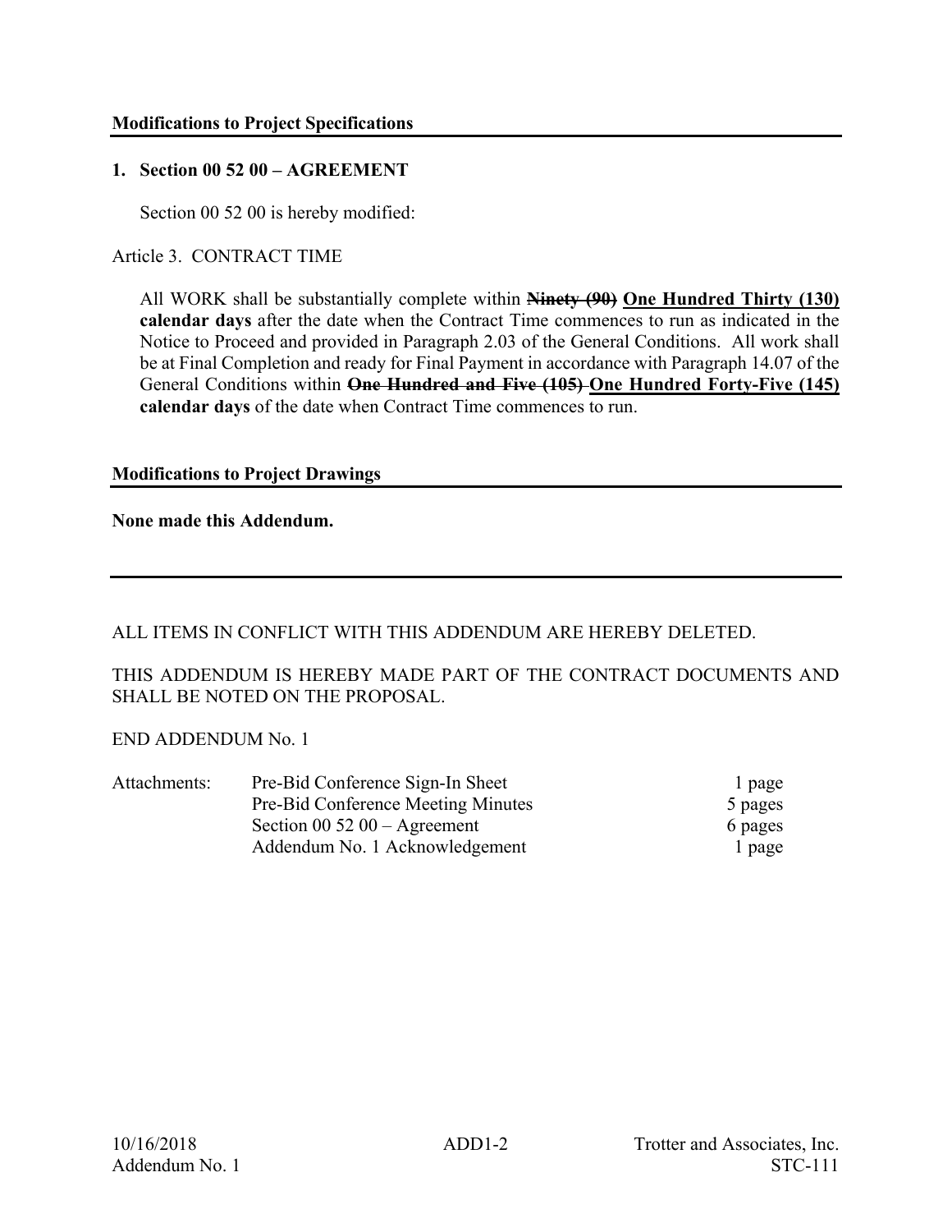**Modifications to Project Specifications**

**1. Section 00 52 00 – AGREEMENT**

Section 00 52 00 is hereby modified:

Article 3. CONTRACT TIME

All WORK shall be substantially complete within ~~**Ninety (90)**~~ **One Hundred Thirty (130) calendar days** after the date when the Contract Time commences to run as indicated in the Notice to Proceed and provided in Paragraph 2.03 of the General Conditions. All work shall be at Final Completion and ready for Final Payment in accordance with Paragraph 14.07 of the General Conditions within ~~**One Hundred and Five (105)**~~ **One Hundred Forty-Five (145) calendar days** of the date when Contract Time commences to run.

**Modifications to Project Drawings**

**None made this Addendum.**

---

ALL ITEMS IN CONFLICT WITH THIS ADDENDUM ARE HEREBY DELETED.

THIS ADDENDUM IS HEREBY MADE PART OF THE CONTRACT DOCUMENTS AND SHALL BE NOTED ON THE PROPOSAL.

END ADDENDUM No. 1

| Attachments: | | |
|---|---|---|
| | Pre-Bid Conference Sign-In Sheet | 1 page |
| | Pre-Bid Conference Meeting Minutes | 5 pages |
| | Section 00 52 00 – Agreement | 6 pages |
| | Addendum No. 1 Acknowledgement | 1 page |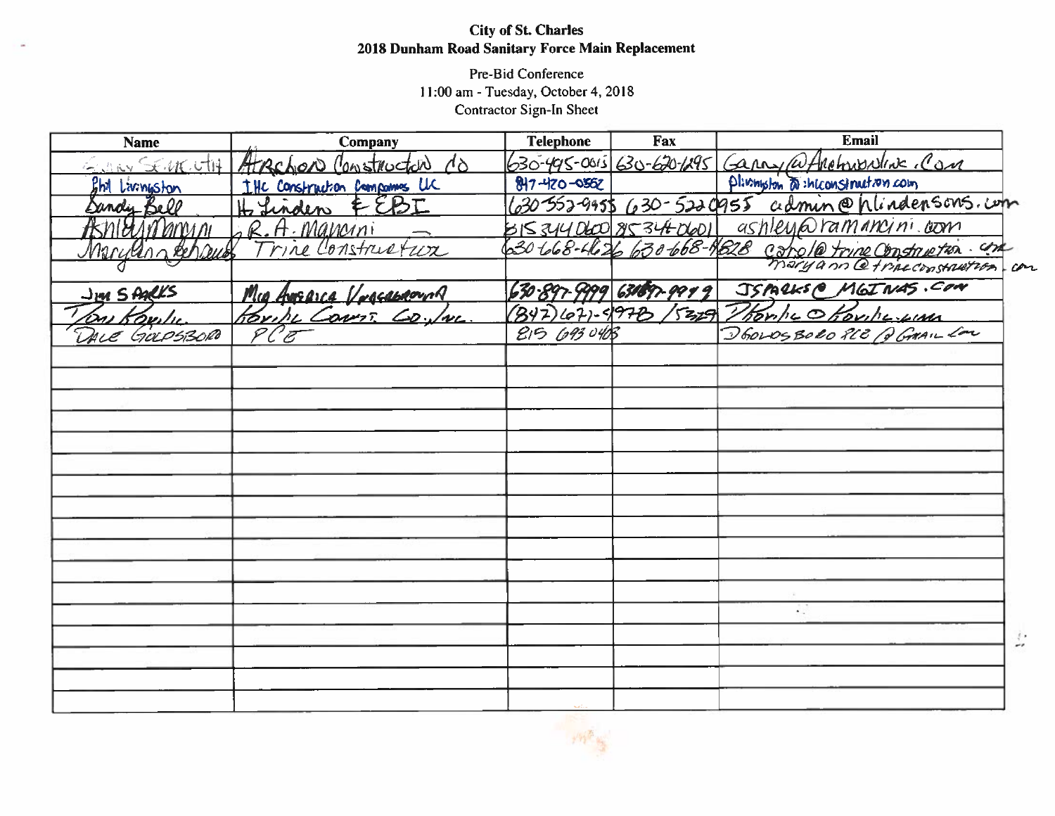**City of St. Charles**
**2018 Dunham Road Sanitary Force Main Replacement**

Pre-Bid Conference
11:00 am - Tuesday, October 4, 2018
Contractor Sign-In Sheet

| Name | Company | Telephone | Fax | Email |
|---|---|---|---|---|
| Gary Schmidt | Archon Construction Co | 630-495-0015 | 630-620-1295 | Gary@Archononline.Com |
| Phil Livingston | IHC Construction Companies LLC | 847-420-0552 | | plivingston@ihcconstruction.com |
| Sandy Bell | H. Linden & EBI | 630-552-9455 | 630-5220955 | admin@hlindensons.com |
| Ashley Mancini | R.A. Mancini | 815 344 0600 | 815 344 0601 | ashley@ramancini.com |
| Maryann Behaud | Trine Construction | 630-668-4626 | 630-668-4628 | carol@trineconstruction.com maryann@trineconstruction.com |
| | | | | |
| Jim Sparks | Mid America Underground | 630-897-9999 | 630-897-9999 | JSPARKS@MGINAS.COM |
| Tom Kovilic | Kovilic Const. Co., Inc. | (847) 671-4970 | 5329 | Tkovilic@kovilic.com |
| Dale Golosboro | PCE | 815 693 0408 | | DGOLOSBORO PCE@GMAIL.COM |
| | | | | |
| | | | | |
| | | | | |
| | | | | |
| | | | | |
| | | | | |
| | | | | |
| | | | | |
| | | | | |
| | | | | |
| | | | | |
| | | | | |
| | | | | |
| | | | | |
| | | | | |
| | | | | |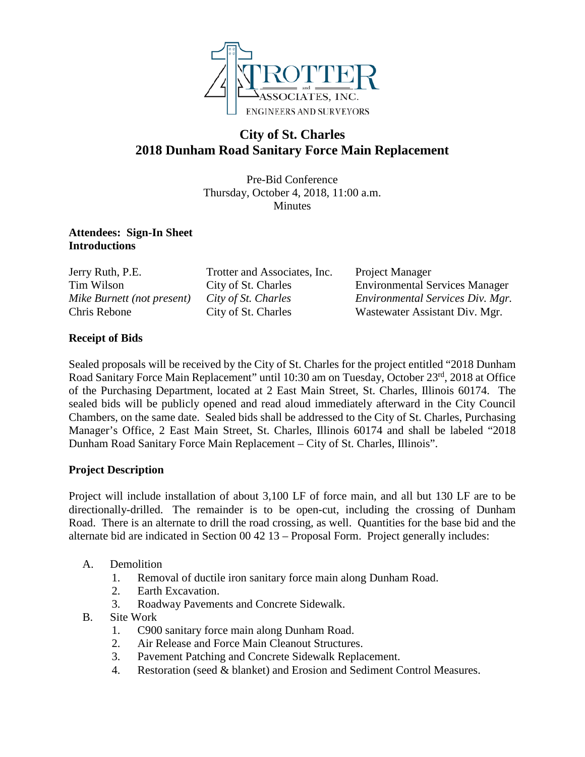TROTTER and ASSOCIATES, INC.
ENGINEERS AND SURVEYORS

# City of St. Charles
# 2018 Dunham Road Sanitary Force Main Replacement

Pre-Bid Conference
Thursday, October 4, 2018, 11:00 a.m.
Minutes

**Attendees: Sign-In Sheet**
**Introductions**

| | | |
|---|---|---|
| Jerry Ruth, P.E. | Trotter and Associates, Inc. | Project Manager |
| Tim Wilson | City of St. Charles | Environmental Services Manager |
| *Mike Burnett (not present)* | *City of St. Charles* | *Environmental Services Div. Mgr.* |
| Chris Rebone | City of St. Charles | Wastewater Assistant Div. Mgr. |

## Receipt of Bids

Sealed proposals will be received by the City of St. Charles for the project entitled "2018 Dunham Road Sanitary Force Main Replacement" until 10:30 am on Tuesday, October 23rd, 2018 at Office of the Purchasing Department, located at 2 East Main Street, St. Charles, Illinois 60174. The sealed bids will be publicly opened and read aloud immediately afterward in the City Council Chambers, on the same date. Sealed bids shall be addressed to the City of St. Charles, Purchasing Manager's Office, 2 East Main Street, St. Charles, Illinois 60174 and shall be labeled "2018 Dunham Road Sanitary Force Main Replacement – City of St. Charles, Illinois".

## Project Description

Project will include installation of about 3,100 LF of force main, and all but 130 LF are to be directionally-drilled. The remainder is to be open-cut, including the crossing of Dunham Road. There is an alternate to drill the road crossing, as well. Quantities for the base bid and the alternate bid are indicated in Section 00 42 13 – Proposal Form. Project generally includes:

A. Demolition
   1. Removal of ductile iron sanitary force main along Dunham Road.
   2. Earth Excavation.
   3. Roadway Pavements and Concrete Sidewalk.

B. Site Work
   1. C900 sanitary force main along Dunham Road.
   2. Air Release and Force Main Cleanout Structures.
   3. Pavement Patching and Concrete Sidewalk Replacement.
   4. Restoration (seed & blanket) and Erosion and Sediment Control Measures.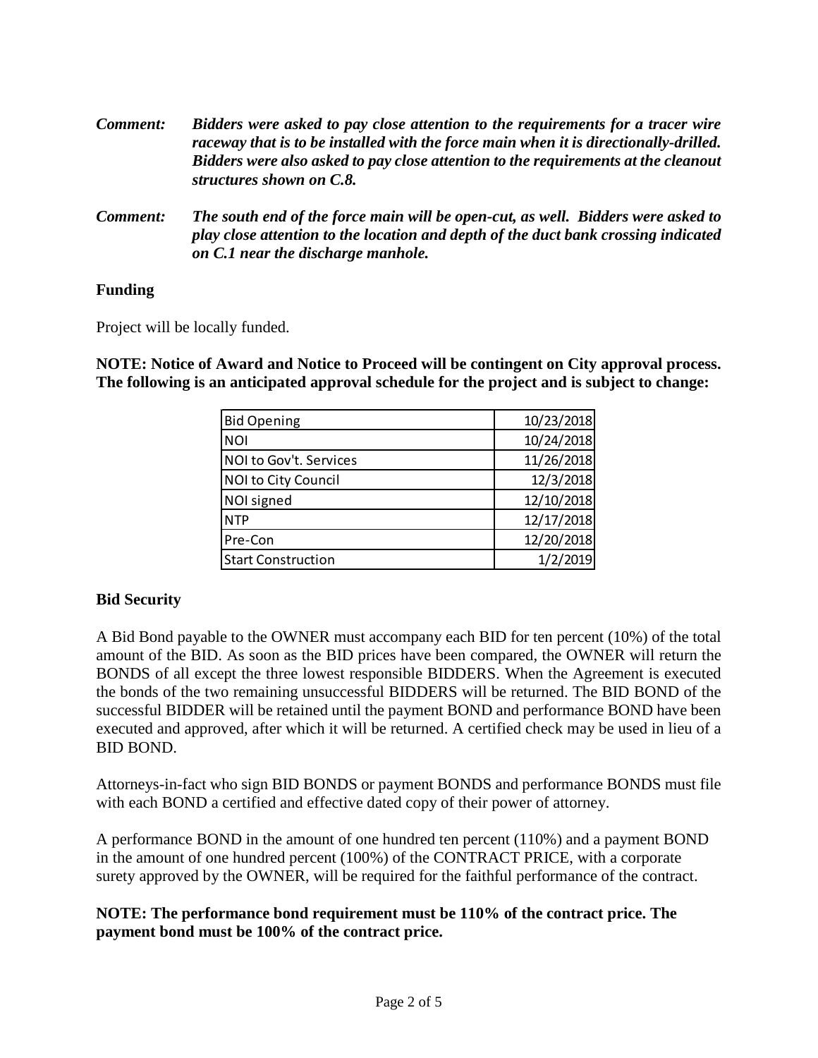***Comment:*** ***Bidders were asked to pay close attention to the requirements for a tracer wire raceway that is to be installed with the force main when it is directionally-drilled. Bidders were also asked to pay close attention to the requirements at the cleanout structures shown on C.8.***

***Comment:*** ***The south end of the force main will be open-cut, as well. Bidders were asked to play close attention to the location and depth of the duct bank crossing indicated on C.1 near the discharge manhole.***

**Funding**

Project will be locally funded.

**NOTE: Notice of Award and Notice to Proceed will be contingent on City approval process. The following is an anticipated approval schedule for the project and is subject to change:**

| | |
|---|---|
| Bid Opening | 10/23/2018 |
| NOI | 10/24/2018 |
| NOI to Gov't. Services | 11/26/2018 |
| NOI to City Council | 12/3/2018 |
| NOI signed | 12/10/2018 |
| NTP | 12/17/2018 |
| Pre-Con | 12/20/2018 |
| Start Construction | 1/2/2019 |

**Bid Security**

A Bid Bond payable to the OWNER must accompany each BID for ten percent (10%) of the total amount of the BID. As soon as the BID prices have been compared, the OWNER will return the BONDS of all except the three lowest responsible BIDDERS. When the Agreement is executed the bonds of the two remaining unsuccessful BIDDERS will be returned. The BID BOND of the successful BIDDER will be retained until the payment BOND and performance BOND have been executed and approved, after which it will be returned. A certified check may be used in lieu of a BID BOND.

Attorneys-in-fact who sign BID BONDS or payment BONDS and performance BONDS must file with each BOND a certified and effective dated copy of their power of attorney.

A performance BOND in the amount of one hundred ten percent (110%) and a payment BOND in the amount of one hundred percent (100%) of the CONTRACT PRICE, with a corporate surety approved by the OWNER, will be required for the faithful performance of the contract.

**NOTE: The performance bond requirement must be 110% of the contract price. The payment bond must be 100% of the contract price.**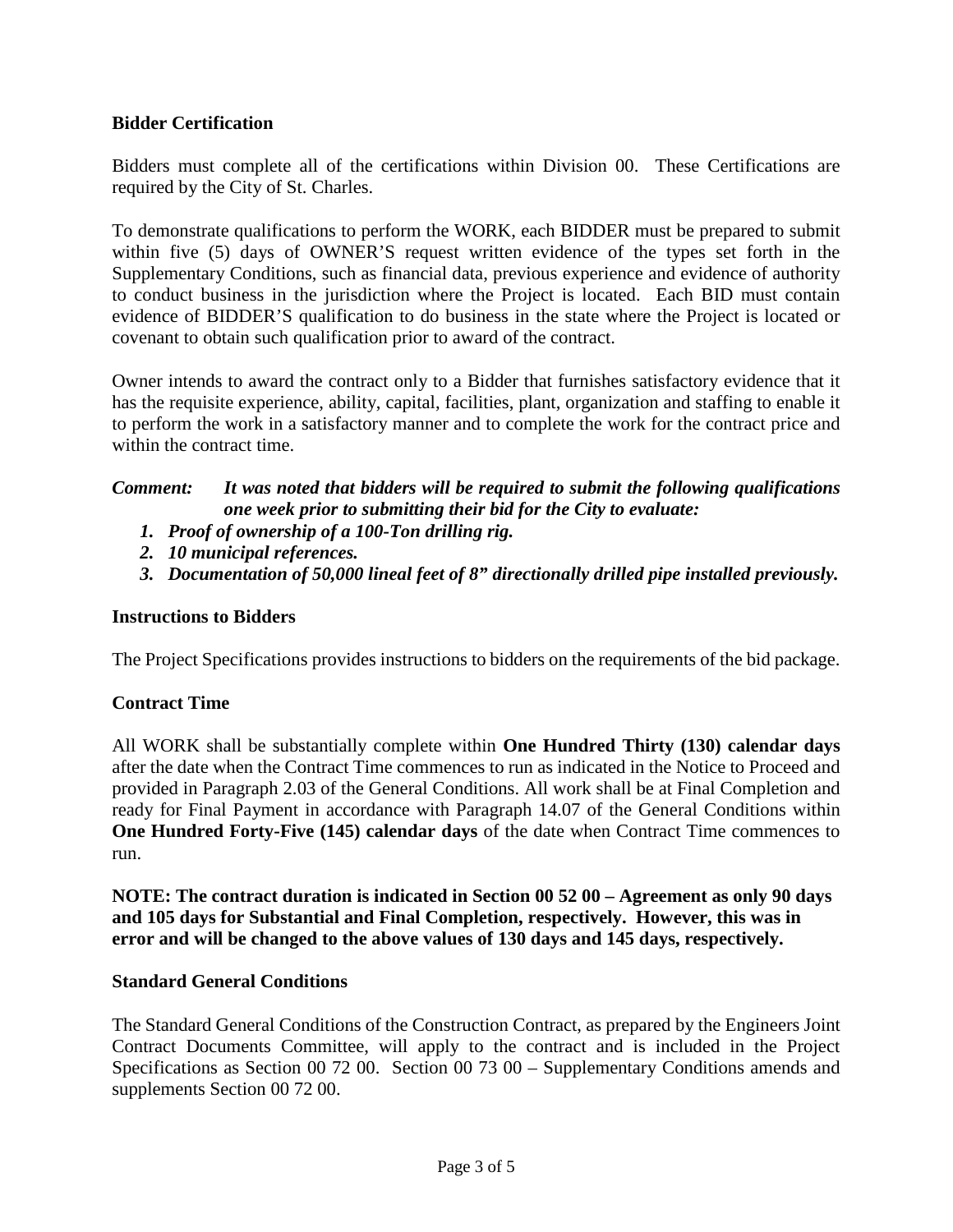### Bidder Certification

Bidders must complete all of the certifications within Division 00. These Certifications are required by the City of St. Charles.

To demonstrate qualifications to perform the WORK, each BIDDER must be prepared to submit within five (5) days of OWNER'S request written evidence of the types set forth in the Supplementary Conditions, such as financial data, previous experience and evidence of authority to conduct business in the jurisdiction where the Project is located. Each BID must contain evidence of BIDDER'S qualification to do business in the state where the Project is located or covenant to obtain such qualification prior to award of the contract.

Owner intends to award the contract only to a Bidder that furnishes satisfactory evidence that it has the requisite experience, ability, capital, facilities, plant, organization and staffing to enable it to perform the work in a satisfactory manner and to complete the work for the contract price and within the contract time.

***Comment:*** ***It was noted that bidders will be required to submit the following qualifications one week prior to submitting their bid for the City to evaluate:***

1. ***Proof of ownership of a 100-Ton drilling rig.***
2. ***10 municipal references.***
3. ***Documentation of 50,000 lineal feet of 8" directionally drilled pipe installed previously.***

### Instructions to Bidders

The Project Specifications provides instructions to bidders on the requirements of the bid package.

### Contract Time

All WORK shall be substantially complete within **One Hundred Thirty (130) calendar days** after the date when the Contract Time commences to run as indicated in the Notice to Proceed and provided in Paragraph 2.03 of the General Conditions. All work shall be at Final Completion and ready for Final Payment in accordance with Paragraph 14.07 of the General Conditions within **One Hundred Forty-Five (145) calendar days** of the date when Contract Time commences to run.

**NOTE: The contract duration is indicated in Section 00 52 00 – Agreement as only 90 days and 105 days for Substantial and Final Completion, respectively. However, this was in error and will be changed to the above values of 130 days and 145 days, respectively.**

### Standard General Conditions

The Standard General Conditions of the Construction Contract, as prepared by the Engineers Joint Contract Documents Committee, will apply to the contract and is included in the Project Specifications as Section 00 72 00. Section 00 73 00 – Supplementary Conditions amends and supplements Section 00 72 00.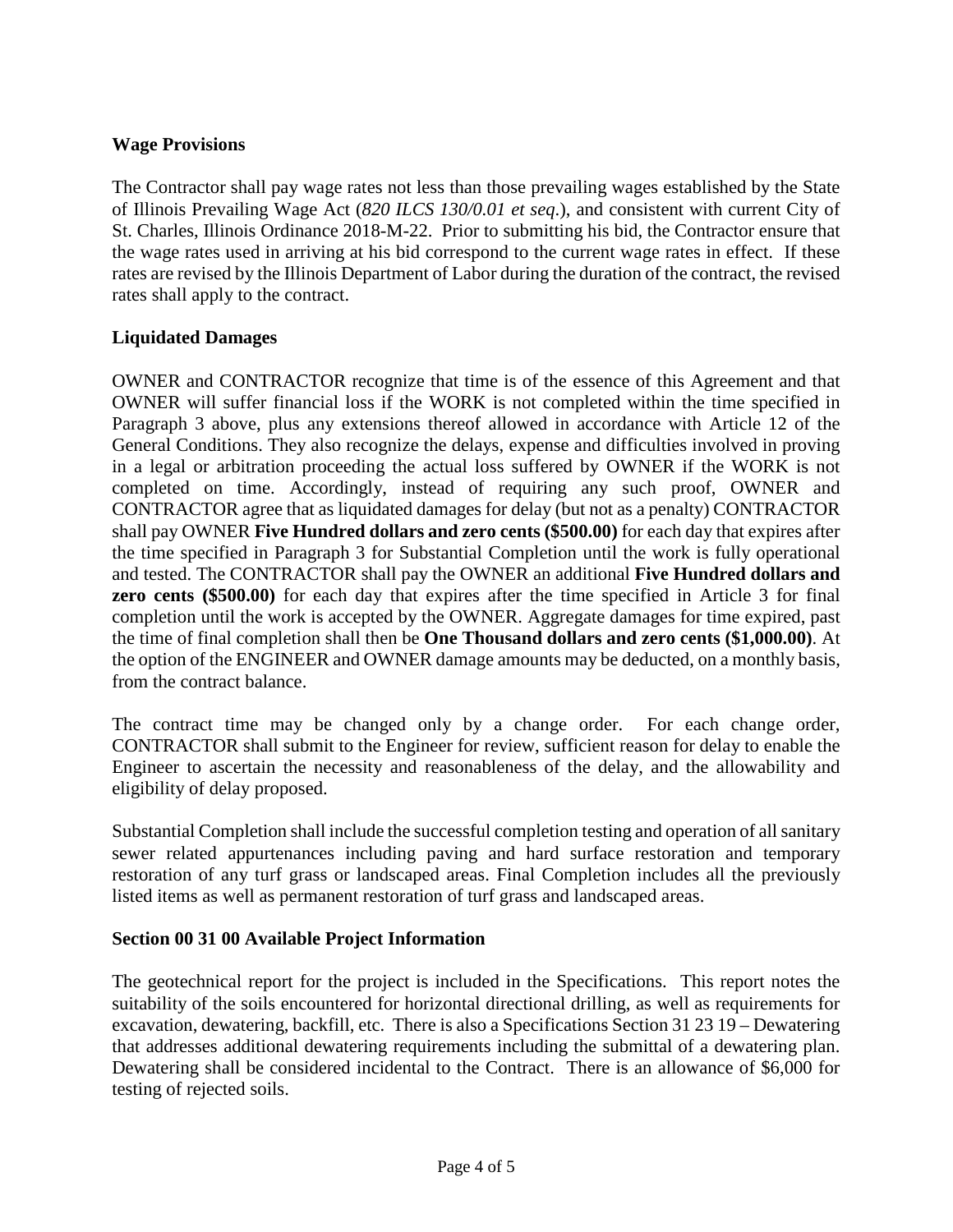**Wage Provisions**

The Contractor shall pay wage rates not less than those prevailing wages established by the State of Illinois Prevailing Wage Act (*820 ILCS 130/0.01 et seq.*), and consistent with current City of St. Charles, Illinois Ordinance 2018-M-22. Prior to submitting his bid, the Contractor ensure that the wage rates used in arriving at his bid correspond to the current wage rates in effect. If these rates are revised by the Illinois Department of Labor during the duration of the contract, the revised rates shall apply to the contract.

**Liquidated Damages**

OWNER and CONTRACTOR recognize that time is of the essence of this Agreement and that OWNER will suffer financial loss if the WORK is not completed within the time specified in Paragraph 3 above, plus any extensions thereof allowed in accordance with Article 12 of the General Conditions. They also recognize the delays, expense and difficulties involved in proving in a legal or arbitration proceeding the actual loss suffered by OWNER if the WORK is not completed on time. Accordingly, instead of requiring any such proof, OWNER and CONTRACTOR agree that as liquidated damages for delay (but not as a penalty) CONTRACTOR shall pay OWNER **Five Hundred dollars and zero cents ($500.00)** for each day that expires after the time specified in Paragraph 3 for Substantial Completion until the work is fully operational and tested. The CONTRACTOR shall pay the OWNER an additional **Five Hundred dollars and zero cents ($500.00)** for each day that expires after the time specified in Article 3 for final completion until the work is accepted by the OWNER. Aggregate damages for time expired, past the time of final completion shall then be **One Thousand dollars and zero cents ($1,000.00)**. At the option of the ENGINEER and OWNER damage amounts may be deducted, on a monthly basis, from the contract balance.

The contract time may be changed only by a change order. For each change order, CONTRACTOR shall submit to the Engineer for review, sufficient reason for delay to enable the Engineer to ascertain the necessity and reasonableness of the delay, and the allowability and eligibility of delay proposed.

Substantial Completion shall include the successful completion testing and operation of all sanitary sewer related appurtenances including paving and hard surface restoration and temporary restoration of any turf grass or landscaped areas. Final Completion includes all the previously listed items as well as permanent restoration of turf grass and landscaped areas.

**Section 00 31 00 Available Project Information**

The geotechnical report for the project is included in the Specifications. This report notes the suitability of the soils encountered for horizontal directional drilling, as well as requirements for excavation, dewatering, backfill, etc. There is also a Specifications Section 31 23 19 – Dewatering that addresses additional dewatering requirements including the submittal of a dewatering plan. Dewatering shall be considered incidental to the Contract. There is an allowance of $6,000 for testing of rejected soils.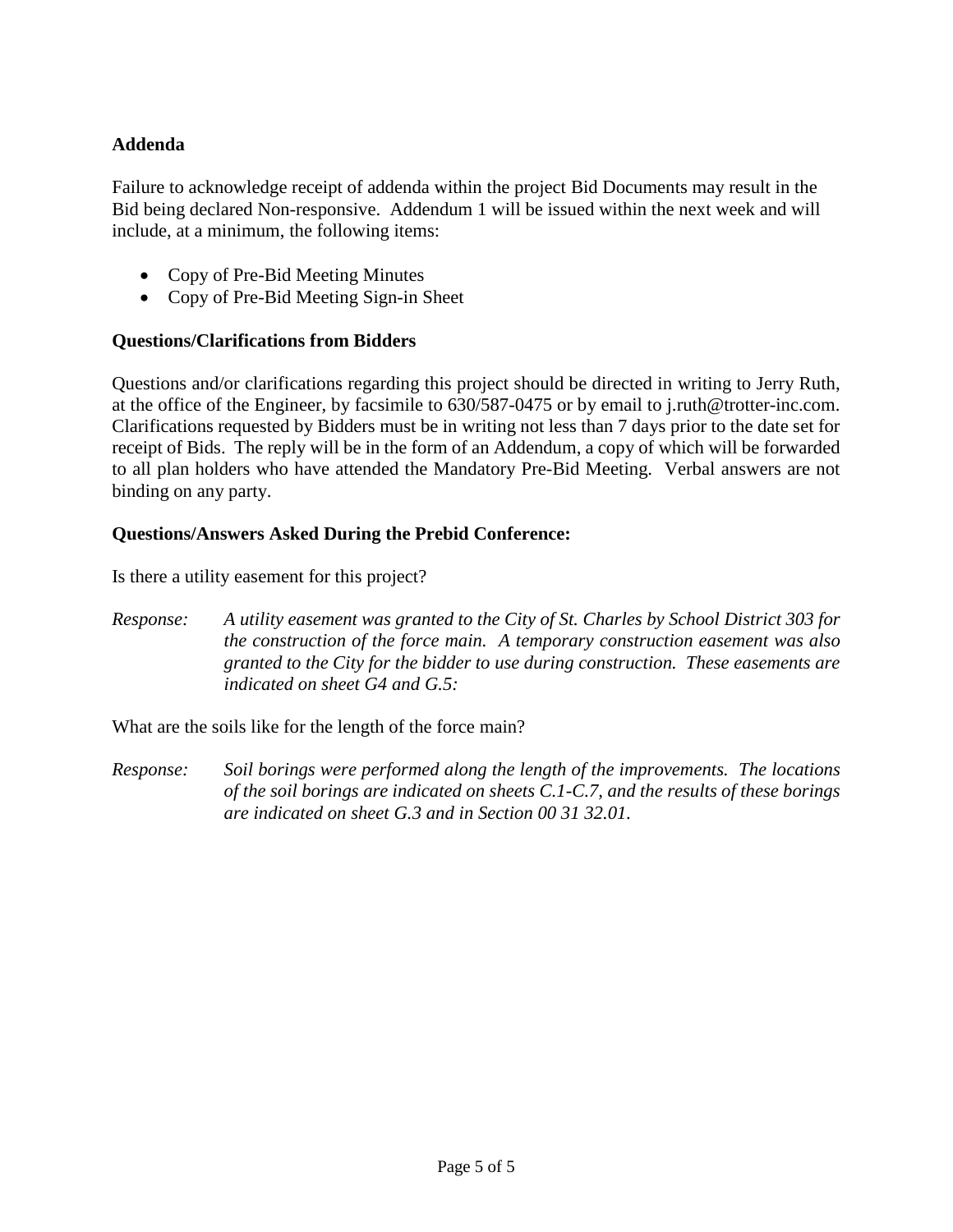**Addenda**

Failure to acknowledge receipt of addenda within the project Bid Documents may result in the Bid being declared Non-responsive. Addendum 1 will be issued within the next week and will include, at a minimum, the following items:

- Copy of Pre-Bid Meeting Minutes
- Copy of Pre-Bid Meeting Sign-in Sheet

**Questions/Clarifications from Bidders**

Questions and/or clarifications regarding this project should be directed in writing to Jerry Ruth, at the office of the Engineer, by facsimile to 630/587-0475 or by email to j.ruth@trotter-inc.com. Clarifications requested by Bidders must be in writing not less than 7 days prior to the date set for receipt of Bids. The reply will be in the form of an Addendum, a copy of which will be forwarded to all plan holders who have attended the Mandatory Pre-Bid Meeting. Verbal answers are not binding on any party.

**Questions/Answers Asked During the Prebid Conference:**

Is there a utility easement for this project?

*Response:* *A utility easement was granted to the City of St. Charles by School District 303 for the construction of the force main. A temporary construction easement was also granted to the City for the bidder to use during construction. These easements are indicated on sheet G4 and G.5:*

What are the soils like for the length of the force main?

*Response:* *Soil borings were performed along the length of the improvements. The locations of the soil borings are indicated on sheets C.1-C.7, and the results of these borings are indicated on sheet G.3 and in Section 00 31 32.01.*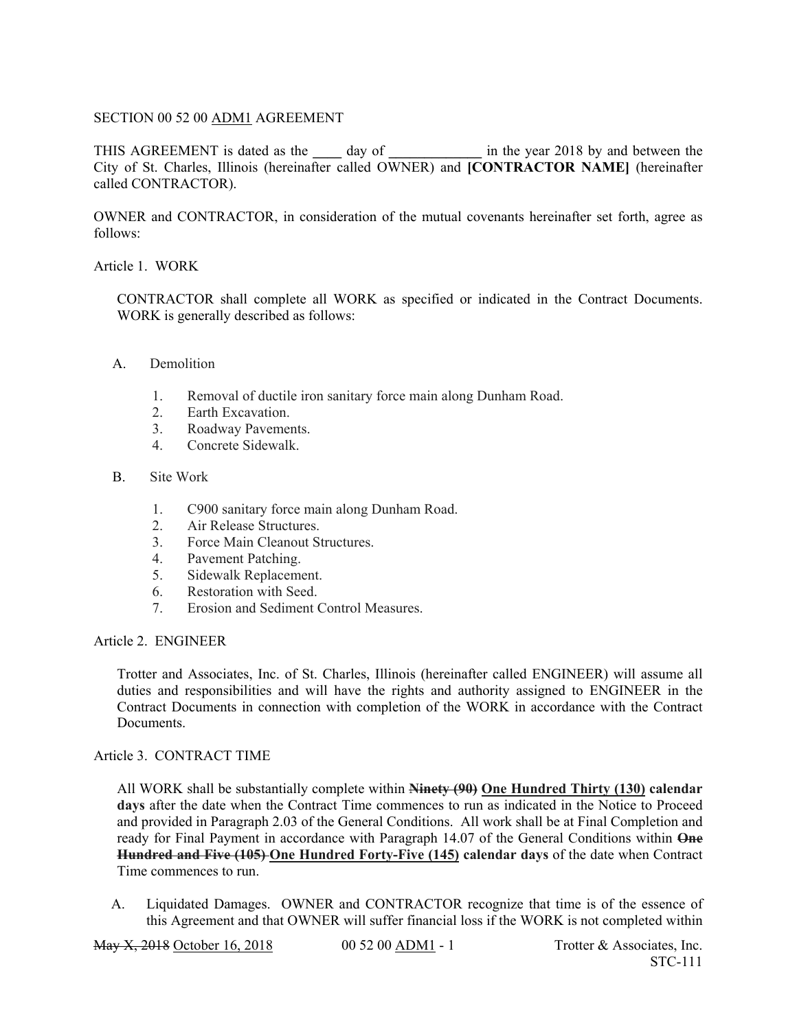SECTION 00 52 00 ADM1 AGREEMENT

THIS AGREEMENT is dated as the ____ day of _____________ in the year 2018 by and between the City of St. Charles, Illinois (hereinafter called OWNER) and **[CONTRACTOR NAME]** (hereinafter called CONTRACTOR).

OWNER and CONTRACTOR, in consideration of the mutual covenants hereinafter set forth, agree as follows:

Article 1. WORK

CONTRACTOR shall complete all WORK as specified or indicated in the Contract Documents. WORK is generally described as follows:

A. Demolition

1. Removal of ductile iron sanitary force main along Dunham Road.
2. Earth Excavation.
3. Roadway Pavements.
4. Concrete Sidewalk.

B. Site Work

1. C900 sanitary force main along Dunham Road.
2. Air Release Structures.
3. Force Main Cleanout Structures.
4. Pavement Patching.
5. Sidewalk Replacement.
6. Restoration with Seed.
7. Erosion and Sediment Control Measures.

Article 2. ENGINEER

Trotter and Associates, Inc. of St. Charles, Illinois (hereinafter called ENGINEER) will assume all duties and responsibilities and will have the rights and authority assigned to ENGINEER in the Contract Documents in connection with completion of the WORK in accordance with the Contract Documents.

Article 3. CONTRACT TIME

All WORK shall be substantially complete within ~~**Ninety (90)**~~ **One Hundred Thirty (130) calendar days** after the date when the Contract Time commences to run as indicated in the Notice to Proceed and provided in Paragraph 2.03 of the General Conditions. All work shall be at Final Completion and ready for Final Payment in accordance with Paragraph 14.07 of the General Conditions within ~~**One Hundred and Five (105)**~~ **One Hundred Forty-Five (145) calendar days** of the date when Contract Time commences to run.

A. Liquidated Damages. OWNER and CONTRACTOR recognize that time is of the essence of this Agreement and that OWNER will suffer financial loss if the WORK is not completed within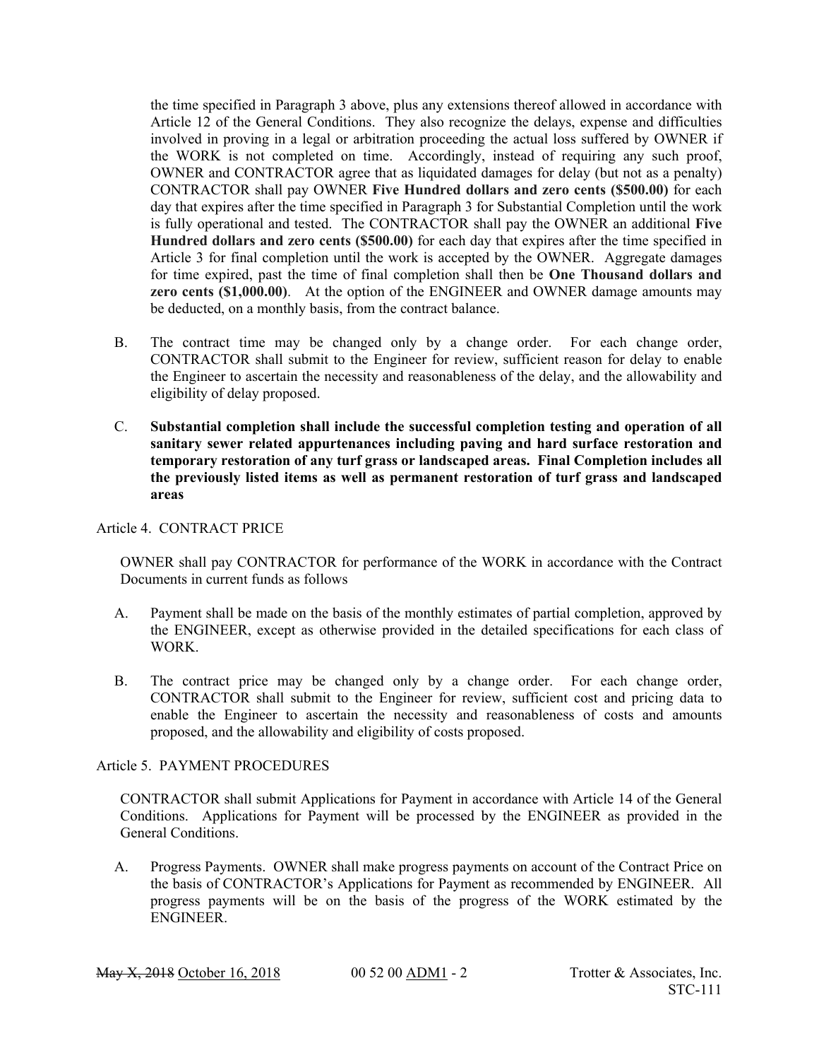the time specified in Paragraph 3 above, plus any extensions thereof allowed in accordance with Article 12 of the General Conditions. They also recognize the delays, expense and difficulties involved in proving in a legal or arbitration proceeding the actual loss suffered by OWNER if the WORK is not completed on time. Accordingly, instead of requiring any such proof, OWNER and CONTRACTOR agree that as liquidated damages for delay (but not as a penalty) CONTRACTOR shall pay OWNER **Five Hundred dollars and zero cents ($500.00)** for each day that expires after the time specified in Paragraph 3 for Substantial Completion until the work is fully operational and tested. The CONTRACTOR shall pay the OWNER an additional **Five Hundred dollars and zero cents ($500.00)** for each day that expires after the time specified in Article 3 for final completion until the work is accepted by the OWNER. Aggregate damages for time expired, past the time of final completion shall then be **One Thousand dollars and zero cents ($1,000.00)**. At the option of the ENGINEER and OWNER damage amounts may be deducted, on a monthly basis, from the contract balance.

B. The contract time may be changed only by a change order. For each change order, CONTRACTOR shall submit to the Engineer for review, sufficient reason for delay to enable the Engineer to ascertain the necessity and reasonableness of the delay, and the allowability and eligibility of delay proposed.

C. **Substantial completion shall include the successful completion testing and operation of all sanitary sewer related appurtenances including paving and hard surface restoration and temporary restoration of any turf grass or landscaped areas. Final Completion includes all the previously listed items as well as permanent restoration of turf grass and landscaped areas**

Article 4. CONTRACT PRICE

OWNER shall pay CONTRACTOR for performance of the WORK in accordance with the Contract Documents in current funds as follows

A. Payment shall be made on the basis of the monthly estimates of partial completion, approved by the ENGINEER, except as otherwise provided in the detailed specifications for each class of WORK.

B. The contract price may be changed only by a change order. For each change order, CONTRACTOR shall submit to the Engineer for review, sufficient cost and pricing data to enable the Engineer to ascertain the necessity and reasonableness of costs and amounts proposed, and the allowability and eligibility of costs proposed.

Article 5. PAYMENT PROCEDURES

CONTRACTOR shall submit Applications for Payment in accordance with Article 14 of the General Conditions. Applications for Payment will be processed by the ENGINEER as provided in the General Conditions.

A. Progress Payments. OWNER shall make progress payments on account of the Contract Price on the basis of CONTRACTOR's Applications for Payment as recommended by ENGINEER. All progress payments will be on the basis of the progress of the WORK estimated by the ENGINEER.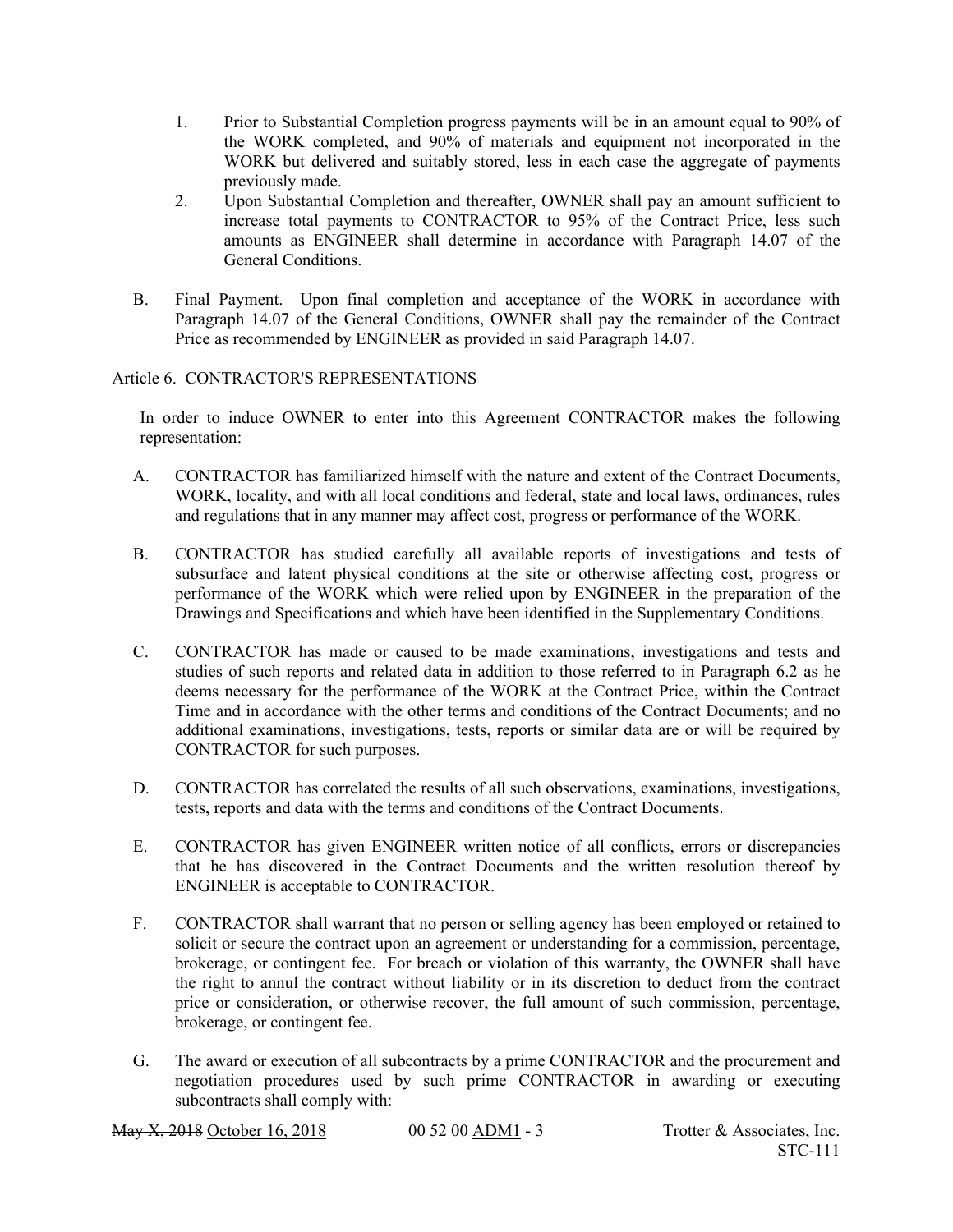1. Prior to Substantial Completion progress payments will be in an amount equal to 90% of the WORK completed, and 90% of materials and equipment not incorporated in the WORK but delivered and suitably stored, less in each case the aggregate of payments previously made.
2. Upon Substantial Completion and thereafter, OWNER shall pay an amount sufficient to increase total payments to CONTRACTOR to 95% of the Contract Price, less such amounts as ENGINEER shall determine in accordance with Paragraph 14.07 of the General Conditions.

B. Final Payment. Upon final completion and acceptance of the WORK in accordance with Paragraph 14.07 of the General Conditions, OWNER shall pay the remainder of the Contract Price as recommended by ENGINEER as provided in said Paragraph 14.07.

## Article 6. CONTRACTOR'S REPRESENTATIONS

In order to induce OWNER to enter into this Agreement CONTRACTOR makes the following representation:

A. CONTRACTOR has familiarized himself with the nature and extent of the Contract Documents, WORK, locality, and with all local conditions and federal, state and local laws, ordinances, rules and regulations that in any manner may affect cost, progress or performance of the WORK.

B. CONTRACTOR has studied carefully all available reports of investigations and tests of subsurface and latent physical conditions at the site or otherwise affecting cost, progress or performance of the WORK which were relied upon by ENGINEER in the preparation of the Drawings and Specifications and which have been identified in the Supplementary Conditions.

C. CONTRACTOR has made or caused to be made examinations, investigations and tests and studies of such reports and related data in addition to those referred to in Paragraph 6.2 as he deems necessary for the performance of the WORK at the Contract Price, within the Contract Time and in accordance with the other terms and conditions of the Contract Documents; and no additional examinations, investigations, tests, reports or similar data are or will be required by CONTRACTOR for such purposes.

D. CONTRACTOR has correlated the results of all such observations, examinations, investigations, tests, reports and data with the terms and conditions of the Contract Documents.

E. CONTRACTOR has given ENGINEER written notice of all conflicts, errors or discrepancies that he has discovered in the Contract Documents and the written resolution thereof by ENGINEER is acceptable to CONTRACTOR.

F. CONTRACTOR shall warrant that no person or selling agency has been employed or retained to solicit or secure the contract upon an agreement or understanding for a commission, percentage, brokerage, or contingent fee. For breach or violation of this warranty, the OWNER shall have the right to annul the contract without liability or in its discretion to deduct from the contract price or consideration, or otherwise recover, the full amount of such commission, percentage, brokerage, or contingent fee.

G. The award or execution of all subcontracts by a prime CONTRACTOR and the procurement and negotiation procedures used by such prime CONTRACTOR in awarding or executing subcontracts shall comply with: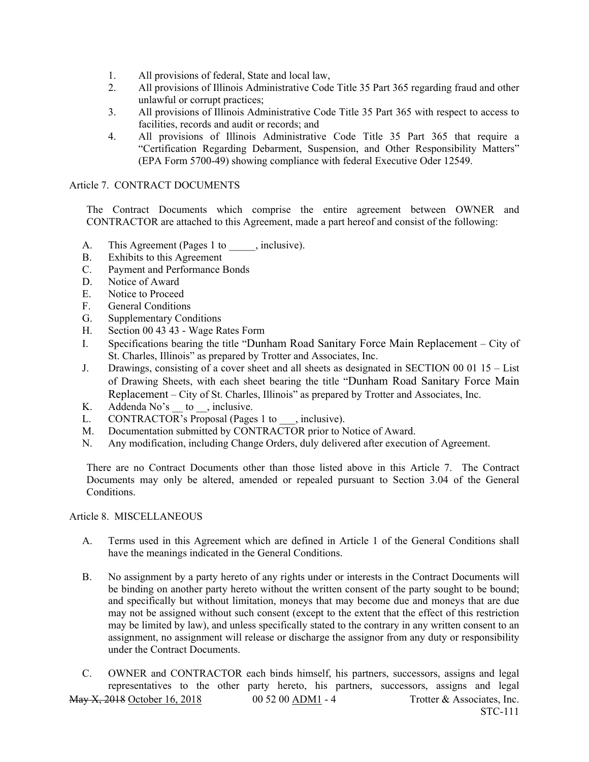1. All provisions of federal, State and local law,
2. All provisions of Illinois Administrative Code Title 35 Part 365 regarding fraud and other unlawful or corrupt practices;
3. All provisions of Illinois Administrative Code Title 35 Part 365 with respect to access to facilities, records and audit or records; and
4. All provisions of Illinois Administrative Code Title 35 Part 365 that require a "Certification Regarding Debarment, Suspension, and Other Responsibility Matters" (EPA Form 5700-49) showing compliance with federal Executive Oder 12549.

Article 7. CONTRACT DOCUMENTS

The Contract Documents which comprise the entire agreement between OWNER and CONTRACTOR are attached to this Agreement, made a part hereof and consist of the following:

A. This Agreement (Pages 1 to _____, inclusive).
B. Exhibits to this Agreement
C. Payment and Performance Bonds
D. Notice of Award
E. Notice to Proceed
F. General Conditions
G. Supplementary Conditions
H. Section 00 43 43 - Wage Rates Form
I. Specifications bearing the title "Dunham Road Sanitary Force Main Replacement – City of St. Charles, Illinois" as prepared by Trotter and Associates, Inc.
J. Drawings, consisting of a cover sheet and all sheets as designated in SECTION 00 01 15 – List of Drawing Sheets, with each sheet bearing the title "Dunham Road Sanitary Force Main Replacement – City of St. Charles, Illinois" as prepared by Trotter and Associates, Inc.
K. Addenda No's __ to __, inclusive.
L. CONTRACTOR's Proposal (Pages 1 to ___, inclusive).
M. Documentation submitted by CONTRACTOR prior to Notice of Award.
N. Any modification, including Change Orders, duly delivered after execution of Agreement.

There are no Contract Documents other than those listed above in this Article 7. The Contract Documents may only be altered, amended or repealed pursuant to Section 3.04 of the General Conditions.

Article 8. MISCELLANEOUS

A. Terms used in this Agreement which are defined in Article 1 of the General Conditions shall have the meanings indicated in the General Conditions.

B. No assignment by a party hereto of any rights under or interests in the Contract Documents will be binding on another party hereto without the written consent of the party sought to be bound; and specifically but without limitation, moneys that may become due and moneys that are due may not be assigned without such consent (except to the extent that the effect of this restriction may be limited by law), and unless specifically stated to the contrary in any written consent to an assignment, no assignment will release or discharge the assignor from any duty or responsibility under the Contract Documents.

C. OWNER and CONTRACTOR each binds himself, his partners, successors, assigns and legal representatives to the other party hereto, his partners, successors, assigns and legal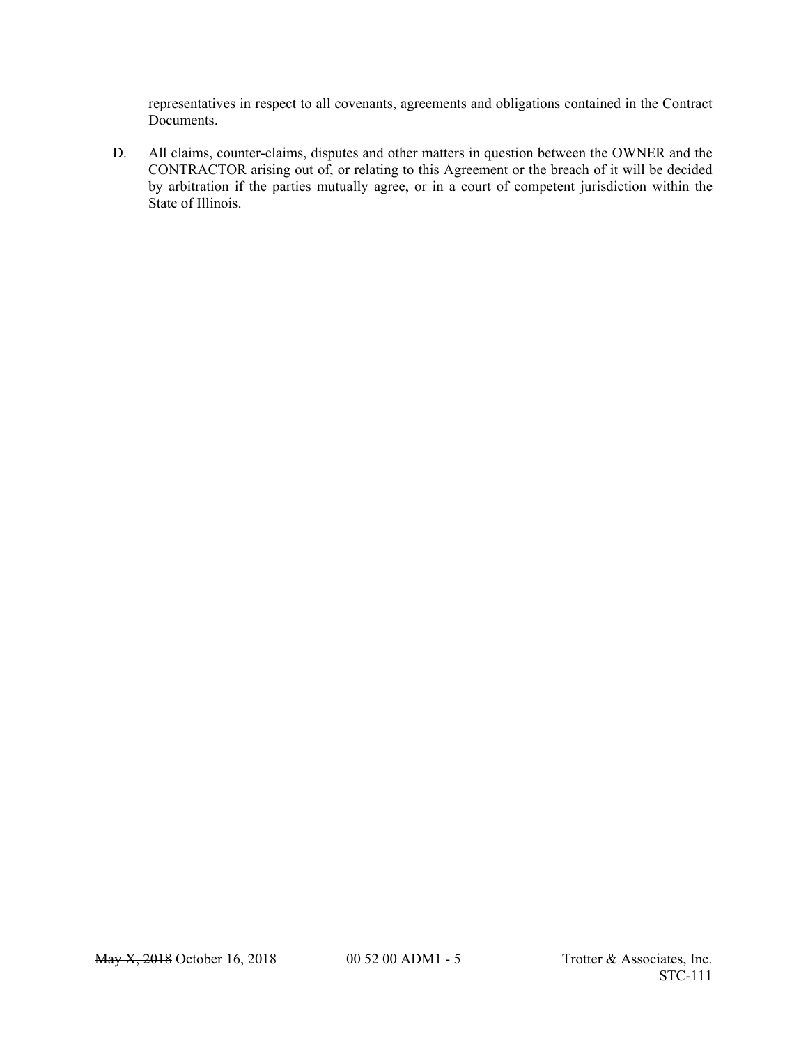representatives in respect to all covenants, agreements and obligations contained in the Contract Documents.

D. All claims, counter-claims, disputes and other matters in question between the OWNER and the CONTRACTOR arising out of, or relating to this Agreement or the breach of it will be decided by arbitration if the parties mutually agree, or in a court of competent jurisdiction within the State of Illinois.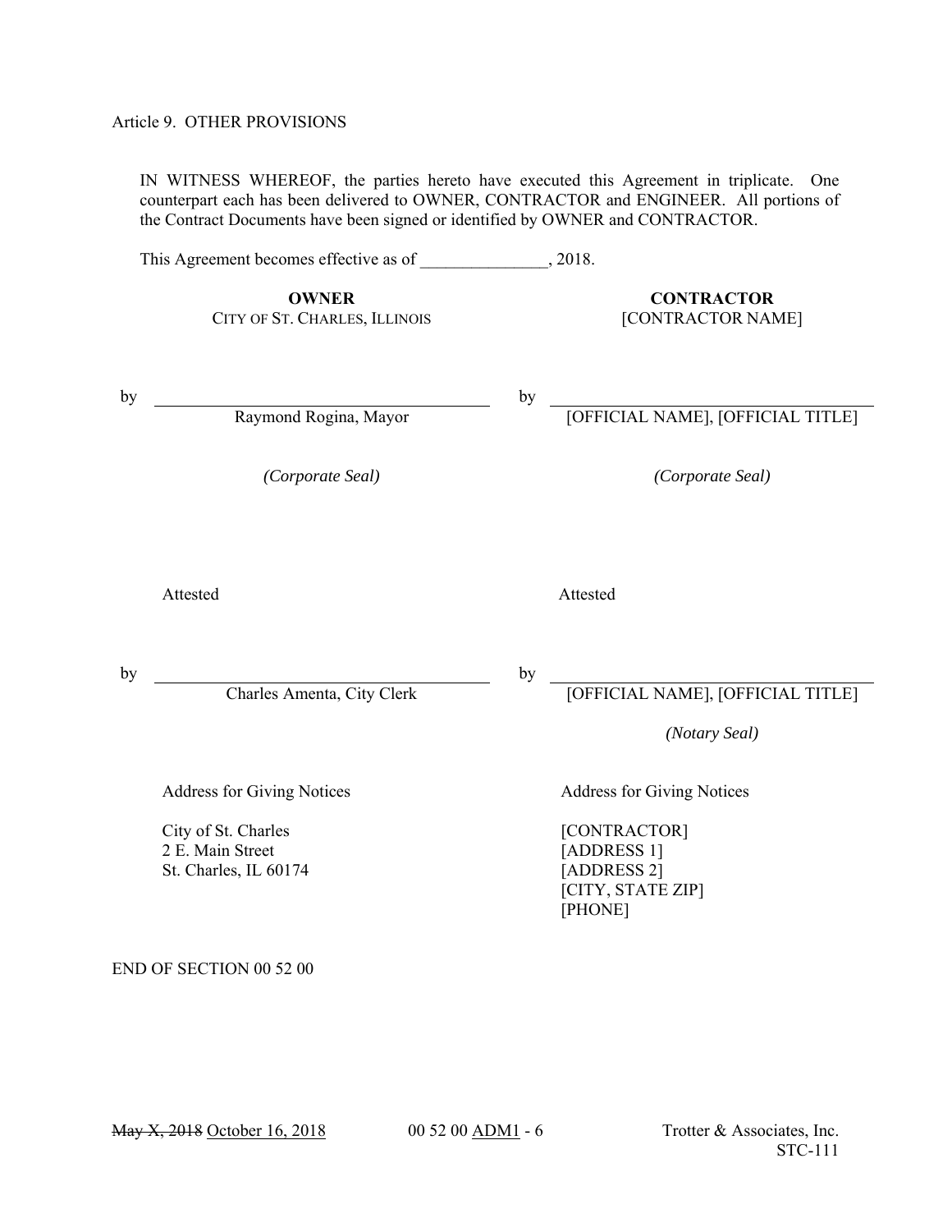Article 9. OTHER PROVISIONS

IN WITNESS WHEREOF, the parties hereto have executed this Agreement in triplicate. One counterpart each has been delivered to OWNER, CONTRACTOR and ENGINEER. All portions of the Contract Documents have been signed or identified by OWNER and CONTRACTOR.

This Agreement becomes effective as of _______________, 2018.

| **OWNER** | **CONTRACTOR** |
|---|---|
| CITY OF ST. CHARLES, ILLINOIS | [CONTRACTOR NAME] |
| by ______________________________ | by ______________________________ |
| Raymond Rogina, Mayor | [OFFICIAL NAME], [OFFICIAL TITLE] |
| *(Corporate Seal)* | *(Corporate Seal)* |
| Attested | Attested |
| by ______________________________ | by ______________________________ |
| Charles Amenta, City Clerk | [OFFICIAL NAME], [OFFICIAL TITLE] |
| | *(Notary Seal)* |
| Address for Giving Notices | Address for Giving Notices |
| City of St. Charles<br>2 E. Main Street<br>St. Charles, IL 60174 | [CONTRACTOR]<br>[ADDRESS 1]<br>[ADDRESS 2]<br>[CITY, STATE ZIP]<br>[PHONE] |

END OF SECTION 00 52 00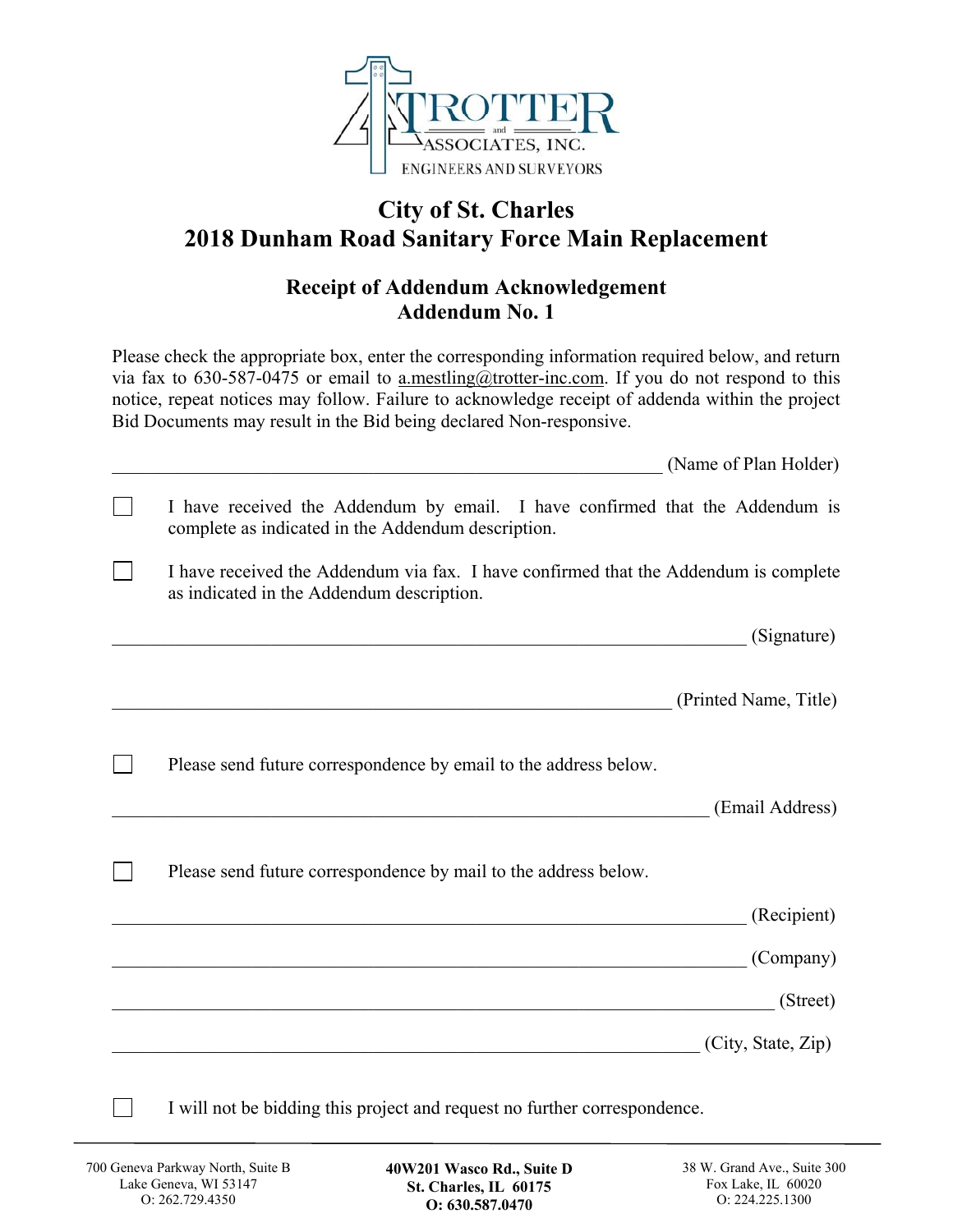TROTTER and ASSOCIATES, INC.
ENGINEERS AND SURVEYORS

# City of St. Charles
# 2018 Dunham Road Sanitary Force Main Replacement

## Receipt of Addendum Acknowledgement
## Addendum No. 1

Please check the appropriate box, enter the corresponding information required below, and return via fax to 630-587-0475 or email to a.mestling@trotter-inc.com. If you do not respond to this notice, repeat notices may follow. Failure to acknowledge receipt of addenda within the project Bid Documents may result in the Bid being declared Non-responsive.

\_\_\_\_\_\_\_\_\_\_\_\_\_\_\_\_\_\_\_\_\_\_\_\_\_\_\_\_\_\_\_\_\_\_\_\_\_\_\_\_\_\_\_\_\_\_\_\_ (Name of Plan Holder)

☐ I have received the Addendum by email. I have confirmed that the Addendum is complete as indicated in the Addendum description.

☐ I have received the Addendum via fax. I have confirmed that the Addendum is complete as indicated in the Addendum description.

\_\_\_\_\_\_\_\_\_\_\_\_\_\_\_\_\_\_\_\_\_\_\_\_\_\_\_\_\_\_\_\_\_\_\_\_\_\_\_\_\_\_\_\_\_\_\_\_ (Signature)

\_\_\_\_\_\_\_\_\_\_\_\_\_\_\_\_\_\_\_\_\_\_\_\_\_\_\_\_\_\_\_\_\_\_\_\_\_\_\_\_\_\_\_\_\_\_\_\_ (Printed Name, Title)

☐ Please send future correspondence by email to the address below.

\_\_\_\_\_\_\_\_\_\_\_\_\_\_\_\_\_\_\_\_\_\_\_\_\_\_\_\_\_\_\_\_\_\_\_\_\_\_\_\_\_\_\_\_\_\_\_\_ (Email Address)

☐ Please send future correspondence by mail to the address below.

\_\_\_\_\_\_\_\_\_\_\_\_\_\_\_\_\_\_\_\_\_\_\_\_\_\_\_\_\_\_\_\_\_\_\_\_\_\_\_\_\_\_\_\_\_\_\_\_ (Recipient)

\_\_\_\_\_\_\_\_\_\_\_\_\_\_\_\_\_\_\_\_\_\_\_\_\_\_\_\_\_\_\_\_\_\_\_\_\_\_\_\_\_\_\_\_\_\_\_\_ (Company)

\_\_\_\_\_\_\_\_\_\_\_\_\_\_\_\_\_\_\_\_\_\_\_\_\_\_\_\_\_\_\_\_\_\_\_\_\_\_\_\_\_\_\_\_\_\_\_\_ (Street)

\_\_\_\_\_\_\_\_\_\_\_\_\_\_\_\_\_\_\_\_\_\_\_\_\_\_\_\_\_\_\_\_\_\_\_\_\_\_\_\_\_\_\_\_\_\_\_\_ (City, State, Zip)

☐ I will not be bidding this project and request no further correspondence.

---

700 Geneva Parkway North, Suite B
Lake Geneva, WI 53147
O: 262.729.4350

**40W201 Wasco Rd., Suite D**
**St. Charles, IL 60175**
**O: 630.587.0470**

38 W. Grand Ave., Suite 300
Fox Lake, IL 60020
O: 224.225.1300